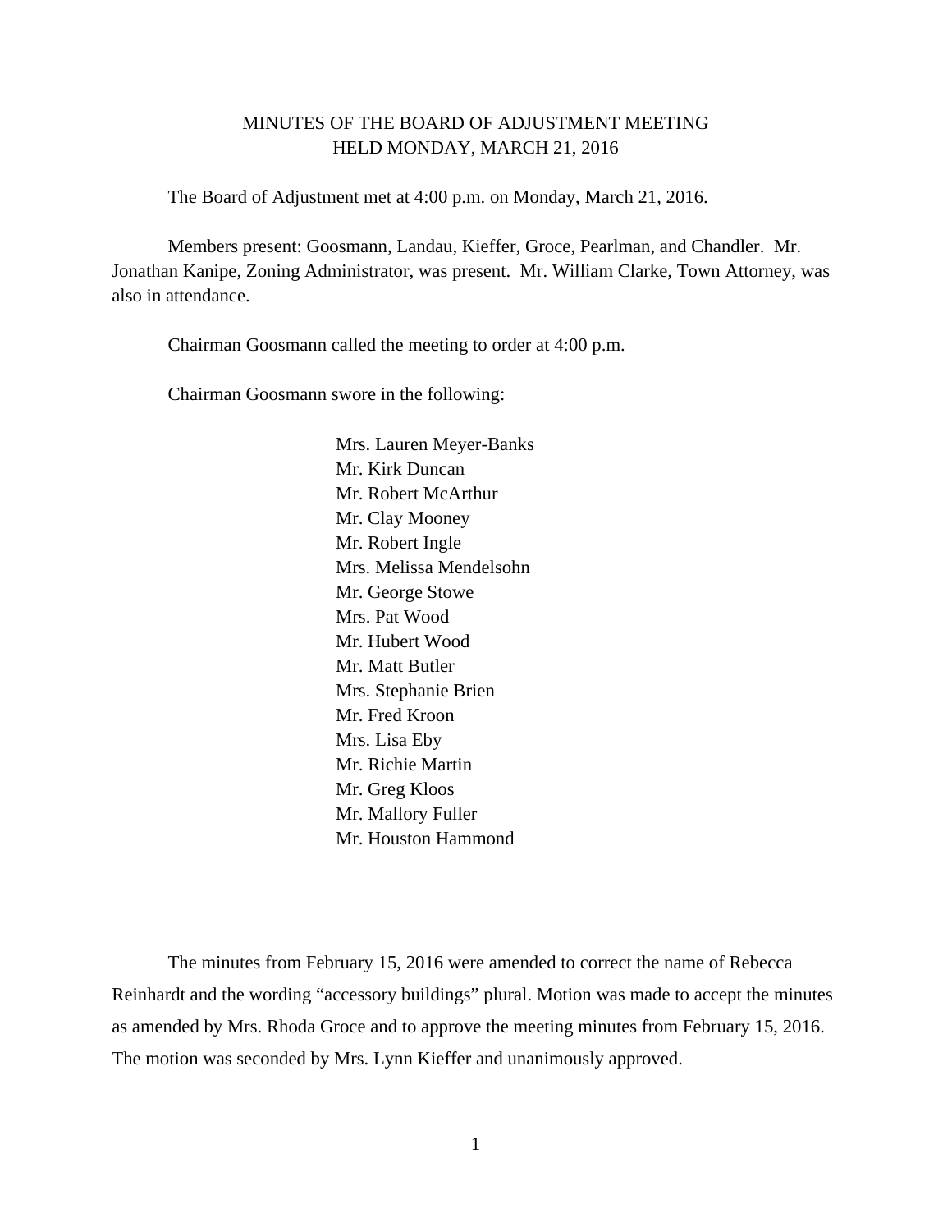# MINUTES OF THE BOARD OF ADJUSTMENT MEETING
# HELD MONDAY, MARCH 21, 2016

The Board of Adjustment met at 4:00 p.m. on Monday, March 21, 2016.

Members present: Goosmann, Landau, Kieffer, Groce, Pearlman, and Chandler. Mr. Jonathan Kanipe, Zoning Administrator, was present. Mr. William Clarke, Town Attorney, was also in attendance.

Chairman Goosmann called the meeting to order at 4:00 p.m.

Chairman Goosmann swore in the following:

Mrs. Lauren Meyer-Banks
Mr. Kirk Duncan
Mr. Robert McArthur
Mr. Clay Mooney
Mr. Robert Ingle
Mrs. Melissa Mendelsohn
Mr. George Stowe
Mrs. Pat Wood
Mr. Hubert Wood
Mr. Matt Butler
Mrs. Stephanie Brien
Mr. Fred Kroon
Mrs. Lisa Eby
Mr. Richie Martin
Mr. Greg Kloos
Mr. Mallory Fuller
Mr. Houston Hammond

The minutes from February 15, 2016 were amended to correct the name of Rebecca Reinhardt and the wording "accessory buildings" plural. Motion was made to accept the minutes as amended by Mrs. Rhoda Groce and to approve the meeting minutes from February 15, 2016. The motion was seconded by Mrs. Lynn Kieffer and unanimously approved.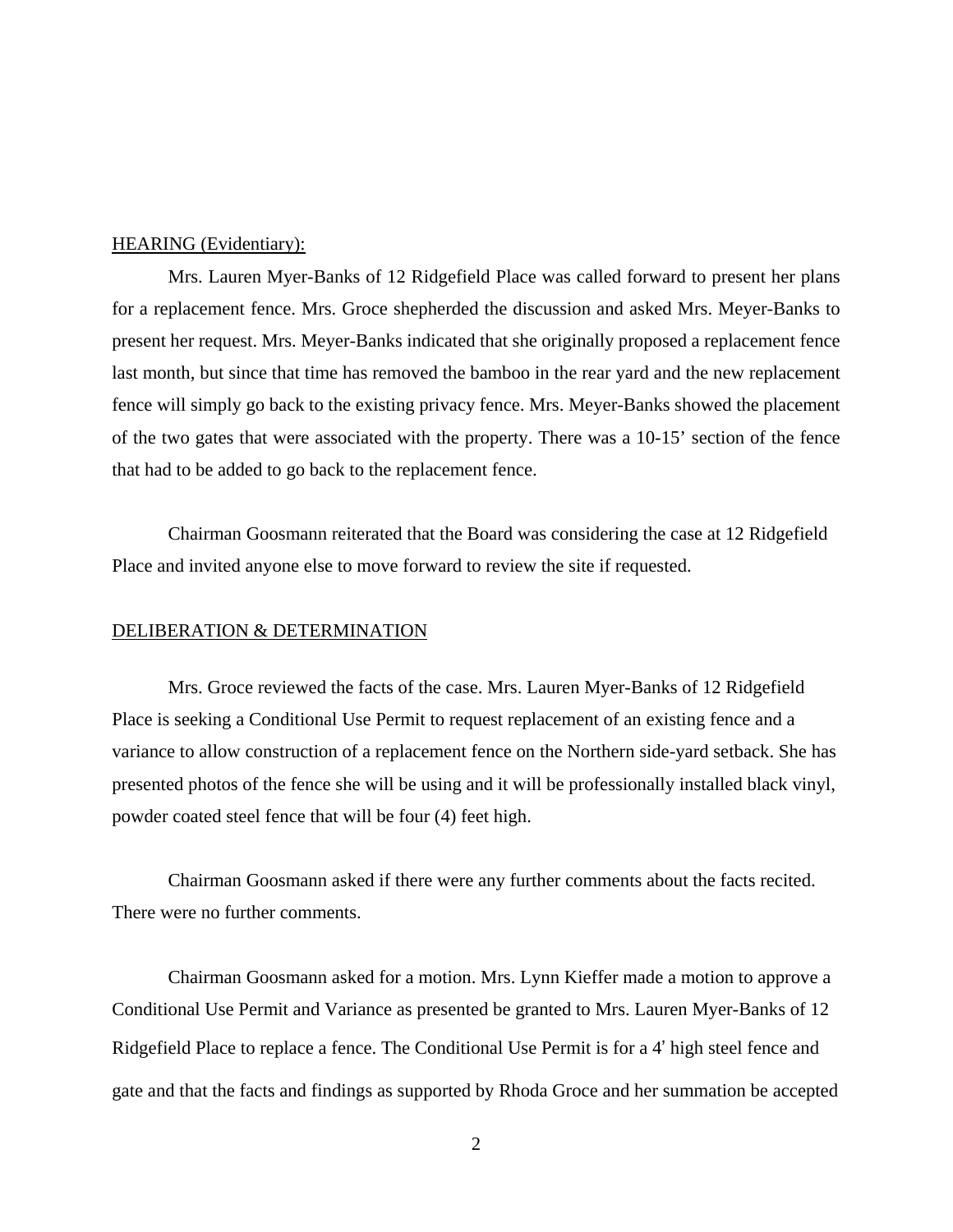HEARING (Evidentiary):

Mrs. Lauren Myer-Banks of 12 Ridgefield Place was called forward to present her plans for a replacement fence. Mrs. Groce shepherded the discussion and asked Mrs. Meyer-Banks to present her request. Mrs. Meyer-Banks indicated that she originally proposed a replacement fence last month, but since that time has removed the bamboo in the rear yard and the new replacement fence will simply go back to the existing privacy fence. Mrs. Meyer-Banks showed the placement of the two gates that were associated with the property. There was a 10-15' section of the fence that had to be added to go back to the replacement fence.

Chairman Goosmann reiterated that the Board was considering the case at 12 Ridgefield Place and invited anyone else to move forward to review the site if requested.

DELIBERATION & DETERMINATION

Mrs. Groce reviewed the facts of the case. Mrs. Lauren Myer-Banks of 12 Ridgefield Place is seeking a Conditional Use Permit to request replacement of an existing fence and a variance to allow construction of a replacement fence on the Northern side-yard setback. She has presented photos of the fence she will be using and it will be professionally installed black vinyl, powder coated steel fence that will be four (4) feet high.

Chairman Goosmann asked if there were any further comments about the facts recited. There were no further comments.

Chairman Goosmann asked for a motion. Mrs. Lynn Kieffer made a motion to approve a Conditional Use Permit and Variance as presented be granted to Mrs. Lauren Myer-Banks of 12 Ridgefield Place to replace a fence. The Conditional Use Permit is for a 4' high steel fence and gate and that the facts and findings as supported by Rhoda Groce and her summation be accepted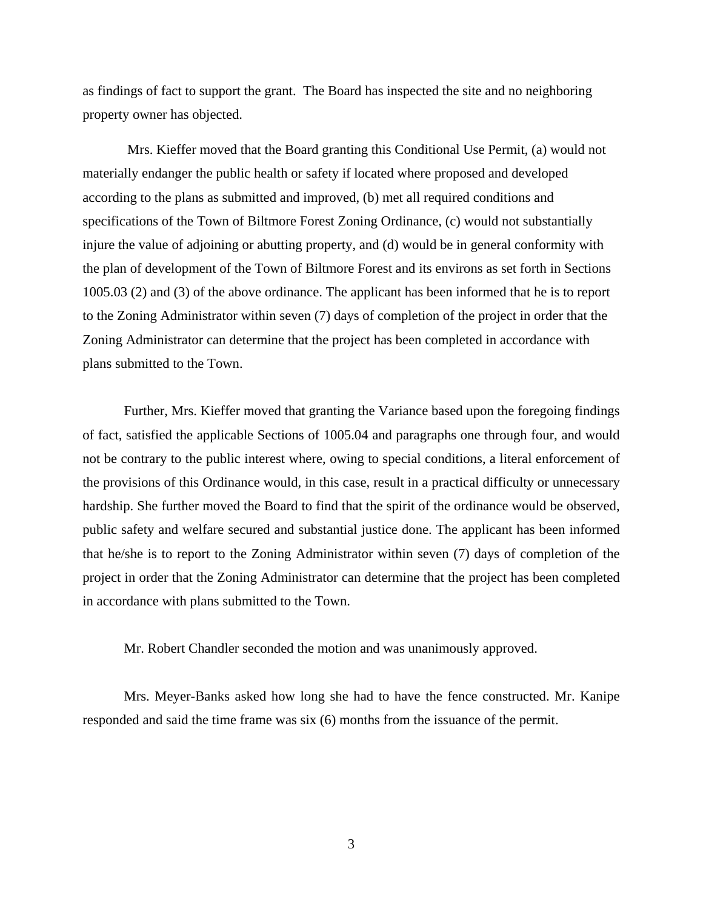as findings of fact to support the grant. The Board has inspected the site and no neighboring property owner has objected.

Mrs. Kieffer moved that the Board granting this Conditional Use Permit, (a) would not materially endanger the public health or safety if located where proposed and developed according to the plans as submitted and improved, (b) met all required conditions and specifications of the Town of Biltmore Forest Zoning Ordinance, (c) would not substantially injure the value of adjoining or abutting property, and (d) would be in general conformity with the plan of development of the Town of Biltmore Forest and its environs as set forth in Sections 1005.03 (2) and (3) of the above ordinance. The applicant has been informed that he is to report to the Zoning Administrator within seven (7) days of completion of the project in order that the Zoning Administrator can determine that the project has been completed in accordance with plans submitted to the Town.

Further, Mrs. Kieffer moved that granting the Variance based upon the foregoing findings of fact, satisfied the applicable Sections of 1005.04 and paragraphs one through four, and would not be contrary to the public interest where, owing to special conditions, a literal enforcement of the provisions of this Ordinance would, in this case, result in a practical difficulty or unnecessary hardship. She further moved the Board to find that the spirit of the ordinance would be observed, public safety and welfare secured and substantial justice done. The applicant has been informed that he/she is to report to the Zoning Administrator within seven (7) days of completion of the project in order that the Zoning Administrator can determine that the project has been completed in accordance with plans submitted to the Town.

Mr. Robert Chandler seconded the motion and was unanimously approved.

Mrs. Meyer-Banks asked how long she had to have the fence constructed. Mr. Kanipe responded and said the time frame was six (6) months from the issuance of the permit.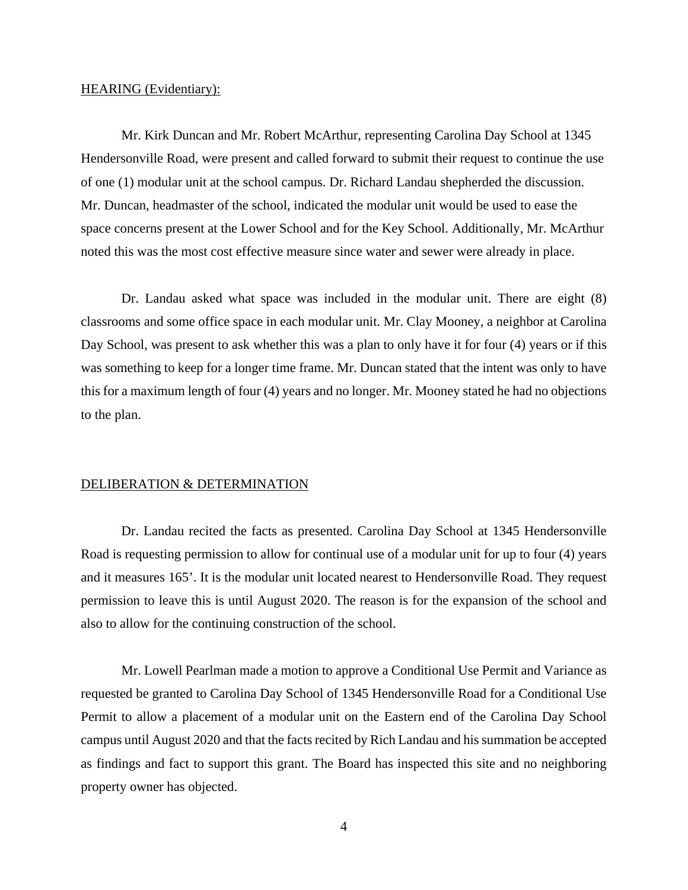HEARING (Evidentiary):

Mr. Kirk Duncan and Mr. Robert McArthur, representing Carolina Day School at 1345 Hendersonville Road, were present and called forward to submit their request to continue the use of one (1) modular unit at the school campus. Dr. Richard Landau shepherded the discussion. Mr. Duncan, headmaster of the school, indicated the modular unit would be used to ease the space concerns present at the Lower School and for the Key School. Additionally, Mr. McArthur noted this was the most cost effective measure since water and sewer were already in place.

Dr. Landau asked what space was included in the modular unit. There are eight (8) classrooms and some office space in each modular unit. Mr. Clay Mooney, a neighbor at Carolina Day School, was present to ask whether this was a plan to only have it for four (4) years or if this was something to keep for a longer time frame. Mr. Duncan stated that the intent was only to have this for a maximum length of four (4) years and no longer. Mr. Mooney stated he had no objections to the plan.

DELIBERATION & DETERMINATION

Dr. Landau recited the facts as presented. Carolina Day School at 1345 Hendersonville Road is requesting permission to allow for continual use of a modular unit for up to four (4) years and it measures 165'. It is the modular unit located nearest to Hendersonville Road. They request permission to leave this is until August 2020. The reason is for the expansion of the school and also to allow for the continuing construction of the school.

Mr. Lowell Pearlman made a motion to approve a Conditional Use Permit and Variance as requested be granted to Carolina Day School of 1345 Hendersonville Road for a Conditional Use Permit to allow a placement of a modular unit on the Eastern end of the Carolina Day School campus until August 2020 and that the facts recited by Rich Landau and his summation be accepted as findings and fact to support this grant. The Board has inspected this site and no neighboring property owner has objected.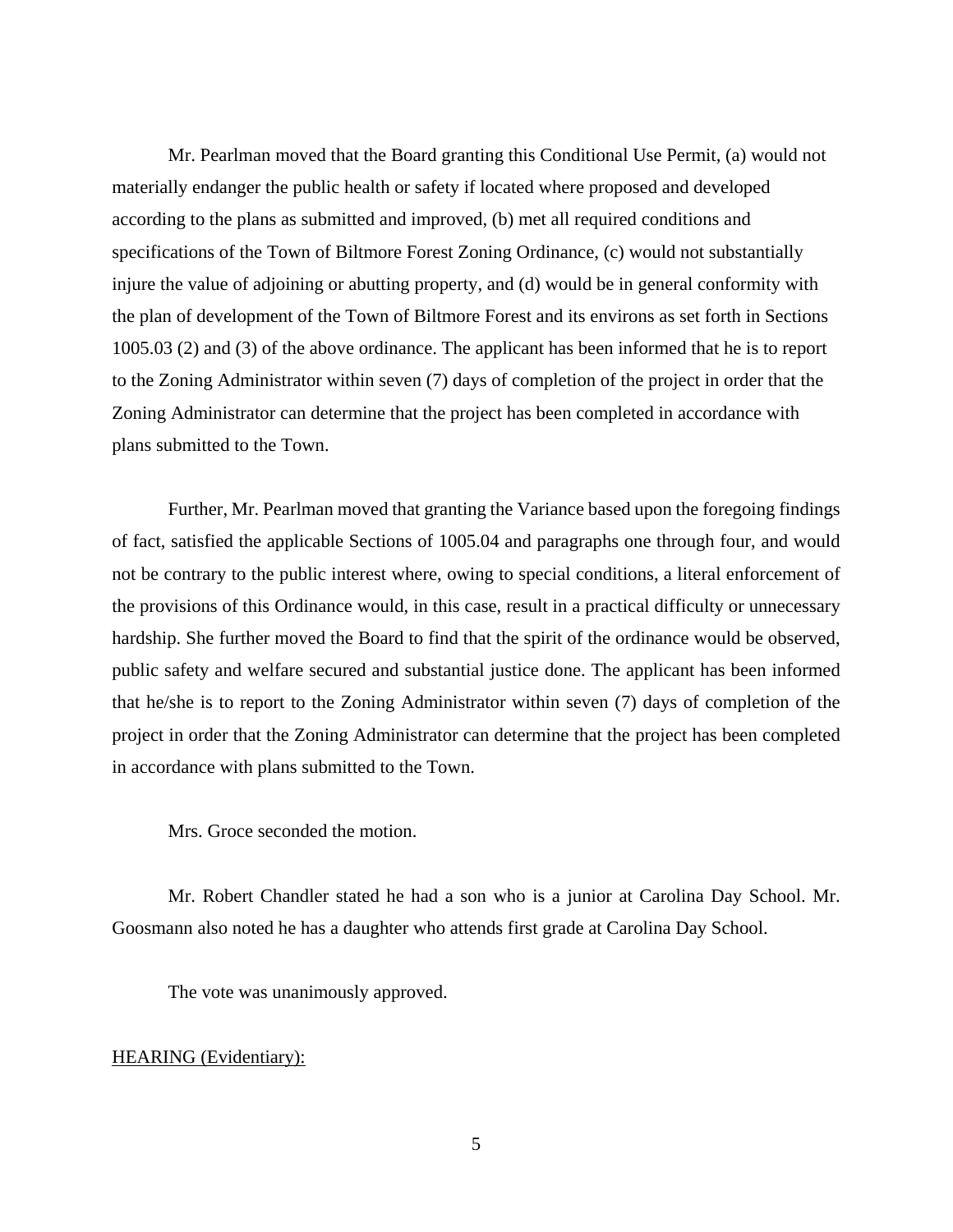Mr. Pearlman moved that the Board granting this Conditional Use Permit, (a) would not materially endanger the public health or safety if located where proposed and developed according to the plans as submitted and improved, (b) met all required conditions and specifications of the Town of Biltmore Forest Zoning Ordinance, (c) would not substantially injure the value of adjoining or abutting property, and (d) would be in general conformity with the plan of development of the Town of Biltmore Forest and its environs as set forth in Sections 1005.03 (2) and (3) of the above ordinance. The applicant has been informed that he is to report to the Zoning Administrator within seven (7) days of completion of the project in order that the Zoning Administrator can determine that the project has been completed in accordance with plans submitted to the Town.

Further, Mr. Pearlman moved that granting the Variance based upon the foregoing findings of fact, satisfied the applicable Sections of 1005.04 and paragraphs one through four, and would not be contrary to the public interest where, owing to special conditions, a literal enforcement of the provisions of this Ordinance would, in this case, result in a practical difficulty or unnecessary hardship. She further moved the Board to find that the spirit of the ordinance would be observed, public safety and welfare secured and substantial justice done. The applicant has been informed that he/she is to report to the Zoning Administrator within seven (7) days of completion of the project in order that the Zoning Administrator can determine that the project has been completed in accordance with plans submitted to the Town.

Mrs. Groce seconded the motion.

Mr. Robert Chandler stated he had a son who is a junior at Carolina Day School. Mr. Goosmann also noted he has a daughter who attends first grade at Carolina Day School.

The vote was unanimously approved.

HEARING (Evidentiary):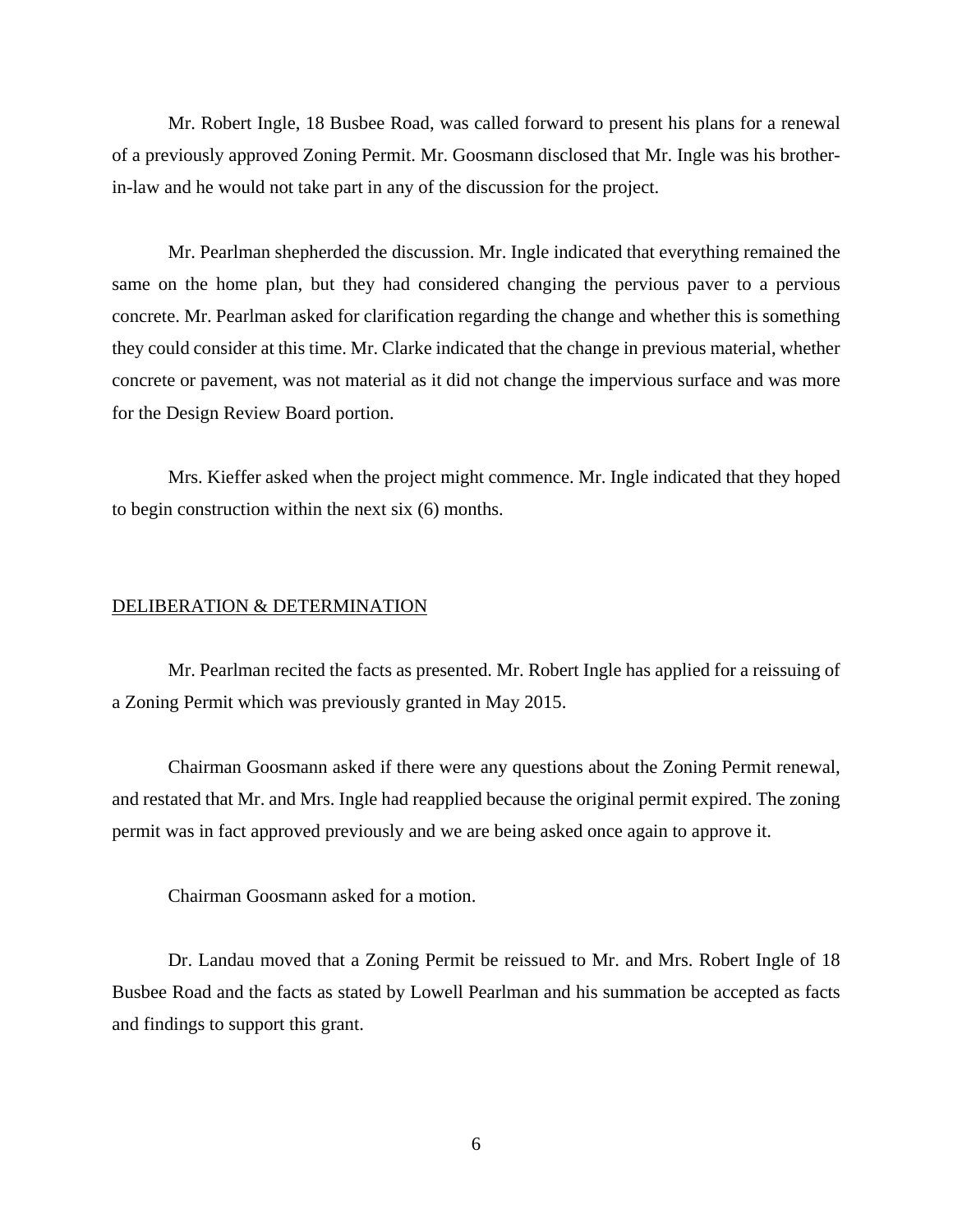Mr. Robert Ingle, 18 Busbee Road, was called forward to present his plans for a renewal of a previously approved Zoning Permit. Mr. Goosmann disclosed that Mr. Ingle was his brother-in-law and he would not take part in any of the discussion for the project.

Mr. Pearlman shepherded the discussion. Mr. Ingle indicated that everything remained the same on the home plan, but they had considered changing the pervious paver to a pervious concrete. Mr. Pearlman asked for clarification regarding the change and whether this is something they could consider at this time. Mr. Clarke indicated that the change in previous material, whether concrete or pavement, was not material as it did not change the impervious surface and was more for the Design Review Board portion.

Mrs. Kieffer asked when the project might commence. Mr. Ingle indicated that they hoped to begin construction within the next six (6) months.

## DELIBERATION & DETERMINATION

Mr. Pearlman recited the facts as presented. Mr. Robert Ingle has applied for a reissuing of a Zoning Permit which was previously granted in May 2015.

Chairman Goosmann asked if there were any questions about the Zoning Permit renewal, and restated that Mr. and Mrs. Ingle had reapplied because the original permit expired. The zoning permit was in fact approved previously and we are being asked once again to approve it.

Chairman Goosmann asked for a motion.

Dr. Landau moved that a Zoning Permit be reissued to Mr. and Mrs. Robert Ingle of 18 Busbee Road and the facts as stated by Lowell Pearlman and his summation be accepted as facts and findings to support this grant.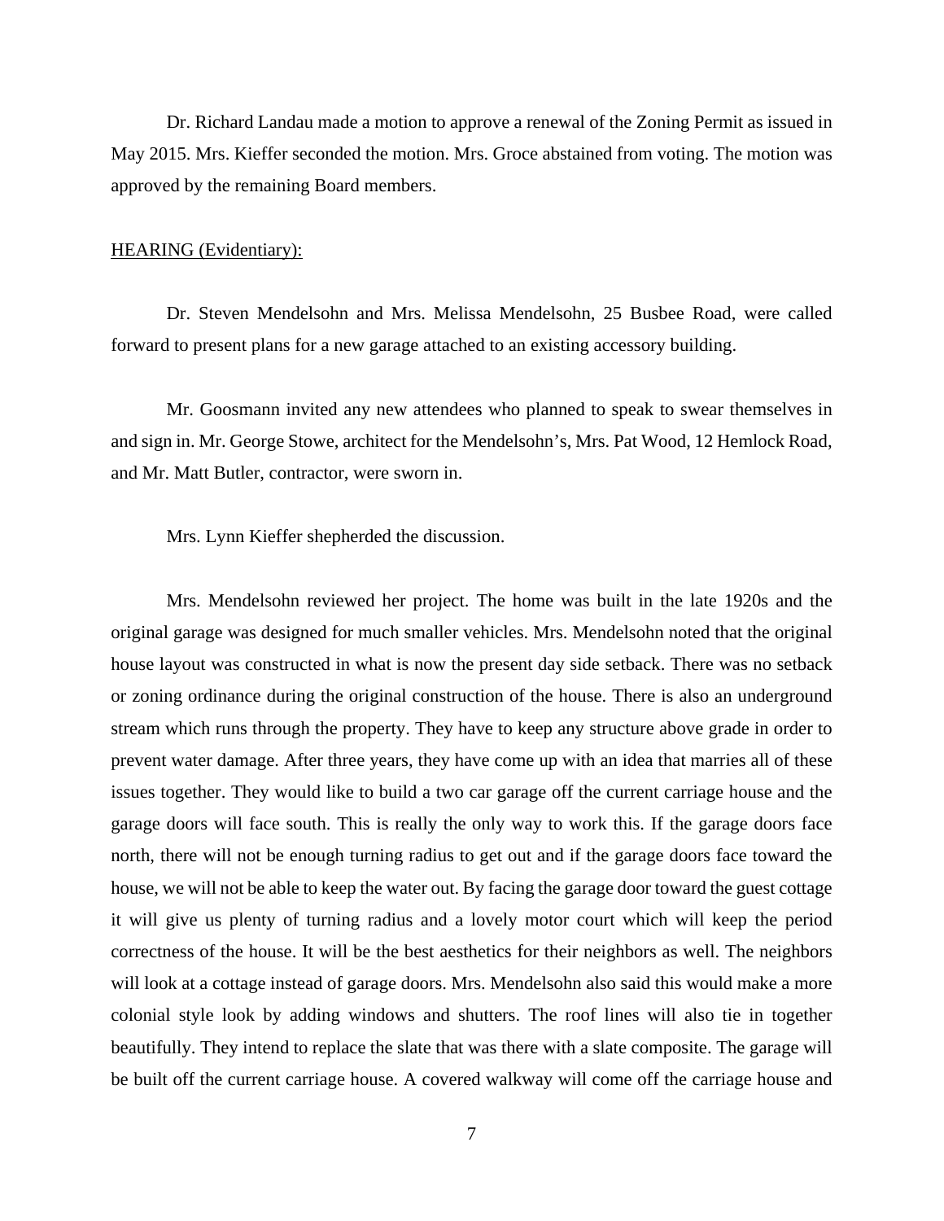Dr. Richard Landau made a motion to approve a renewal of the Zoning Permit as issued in May 2015. Mrs. Kieffer seconded the motion. Mrs. Groce abstained from voting. The motion was approved by the remaining Board members.

HEARING (Evidentiary):

Dr. Steven Mendelsohn and Mrs. Melissa Mendelsohn, 25 Busbee Road, were called forward to present plans for a new garage attached to an existing accessory building.

Mr. Goosmann invited any new attendees who planned to speak to swear themselves in and sign in. Mr. George Stowe, architect for the Mendelsohn's, Mrs. Pat Wood, 12 Hemlock Road, and Mr. Matt Butler, contractor, were sworn in.

Mrs. Lynn Kieffer shepherded the discussion.

Mrs. Mendelsohn reviewed her project. The home was built in the late 1920s and the original garage was designed for much smaller vehicles. Mrs. Mendelsohn noted that the original house layout was constructed in what is now the present day side setback. There was no setback or zoning ordinance during the original construction of the house. There is also an underground stream which runs through the property. They have to keep any structure above grade in order to prevent water damage. After three years, they have come up with an idea that marries all of these issues together. They would like to build a two car garage off the current carriage house and the garage doors will face south. This is really the only way to work this. If the garage doors face north, there will not be enough turning radius to get out and if the garage doors face toward the house, we will not be able to keep the water out. By facing the garage door toward the guest cottage it will give us plenty of turning radius and a lovely motor court which will keep the period correctness of the house. It will be the best aesthetics for their neighbors as well. The neighbors will look at a cottage instead of garage doors. Mrs. Mendelsohn also said this would make a more colonial style look by adding windows and shutters. The roof lines will also tie in together beautifully. They intend to replace the slate that was there with a slate composite. The garage will be built off the current carriage house. A covered walkway will come off the carriage house and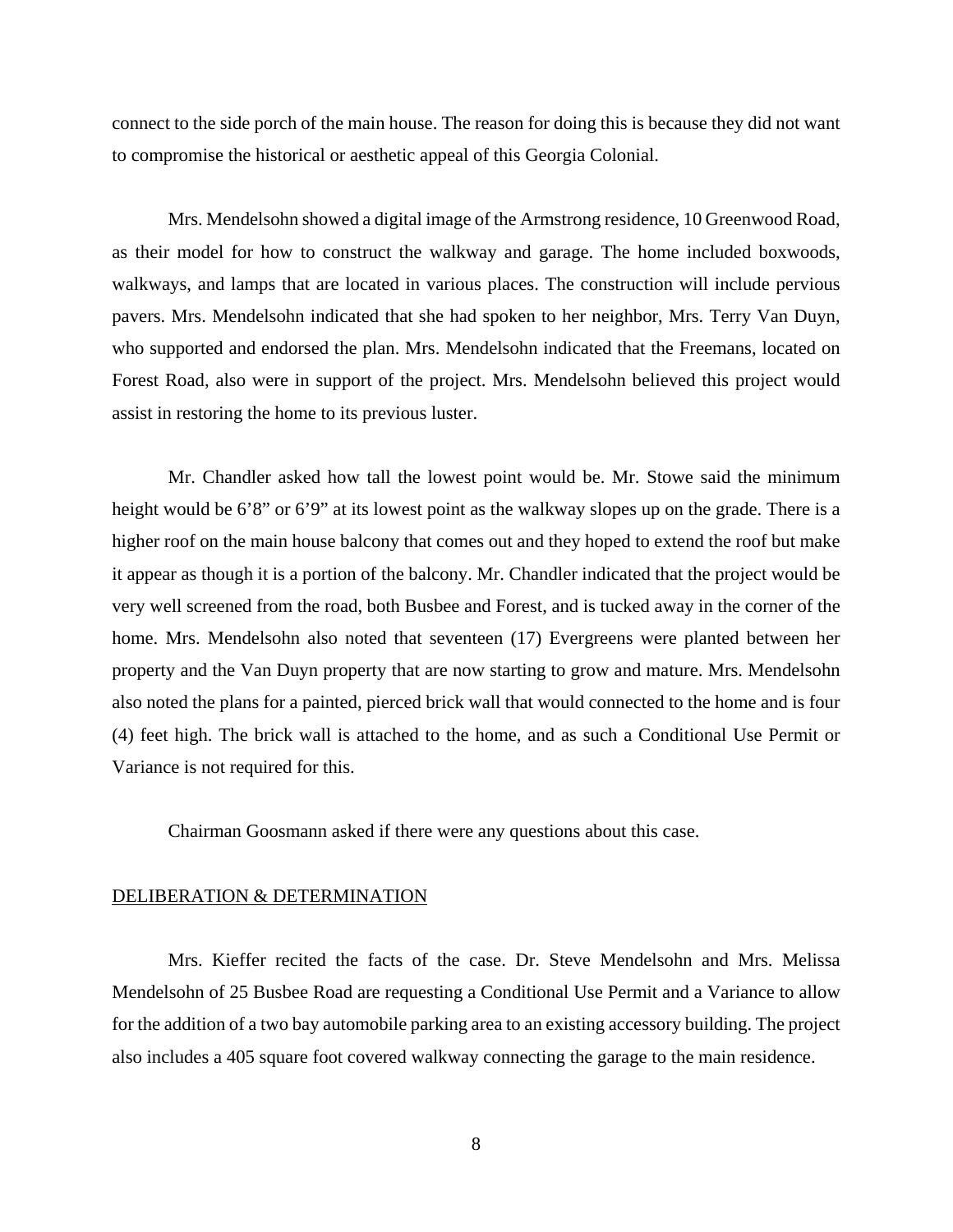connect to the side porch of the main house. The reason for doing this is because they did not want to compromise the historical or aesthetic appeal of this Georgia Colonial.

Mrs. Mendelsohn showed a digital image of the Armstrong residence, 10 Greenwood Road, as their model for how to construct the walkway and garage. The home included boxwoods, walkways, and lamps that are located in various places. The construction will include pervious pavers. Mrs. Mendelsohn indicated that she had spoken to her neighbor, Mrs. Terry Van Duyn, who supported and endorsed the plan. Mrs. Mendelsohn indicated that the Freemans, located on Forest Road, also were in support of the project. Mrs. Mendelsohn believed this project would assist in restoring the home to its previous luster.

Mr. Chandler asked how tall the lowest point would be. Mr. Stowe said the minimum height would be 6'8" or 6'9" at its lowest point as the walkway slopes up on the grade. There is a higher roof on the main house balcony that comes out and they hoped to extend the roof but make it appear as though it is a portion of the balcony. Mr. Chandler indicated that the project would be very well screened from the road, both Busbee and Forest, and is tucked away in the corner of the home. Mrs. Mendelsohn also noted that seventeen (17) Evergreens were planted between her property and the Van Duyn property that are now starting to grow and mature. Mrs. Mendelsohn also noted the plans for a painted, pierced brick wall that would connected to the home and is four (4) feet high. The brick wall is attached to the home, and as such a Conditional Use Permit or Variance is not required for this.

Chairman Goosmann asked if there were any questions about this case.

## DELIBERATION & DETERMINATION

Mrs. Kieffer recited the facts of the case. Dr. Steve Mendelsohn and Mrs. Melissa Mendelsohn of 25 Busbee Road are requesting a Conditional Use Permit and a Variance to allow for the addition of a two bay automobile parking area to an existing accessory building. The project also includes a 405 square foot covered walkway connecting the garage to the main residence.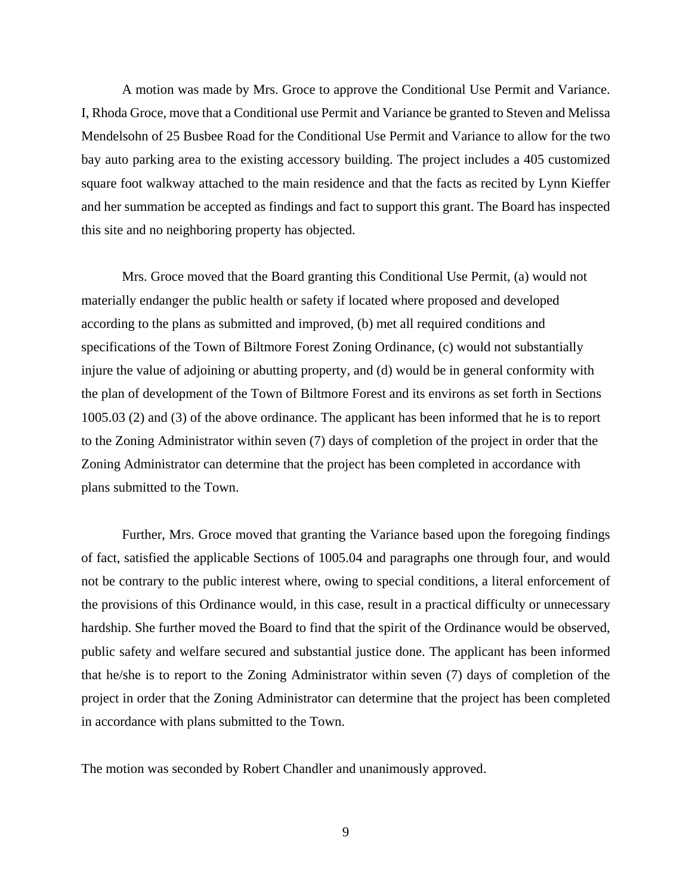A motion was made by Mrs. Groce to approve the Conditional Use Permit and Variance. I, Rhoda Groce, move that a Conditional use Permit and Variance be granted to Steven and Melissa Mendelsohn of 25 Busbee Road for the Conditional Use Permit and Variance to allow for the two bay auto parking area to the existing accessory building. The project includes a 405 customized square foot walkway attached to the main residence and that the facts as recited by Lynn Kieffer and her summation be accepted as findings and fact to support this grant. The Board has inspected this site and no neighboring property has objected.

Mrs. Groce moved that the Board granting this Conditional Use Permit, (a) would not materially endanger the public health or safety if located where proposed and developed according to the plans as submitted and improved, (b) met all required conditions and specifications of the Town of Biltmore Forest Zoning Ordinance, (c) would not substantially injure the value of adjoining or abutting property, and (d) would be in general conformity with the plan of development of the Town of Biltmore Forest and its environs as set forth in Sections 1005.03 (2) and (3) of the above ordinance. The applicant has been informed that he is to report to the Zoning Administrator within seven (7) days of completion of the project in order that the Zoning Administrator can determine that the project has been completed in accordance with plans submitted to the Town.

Further, Mrs. Groce moved that granting the Variance based upon the foregoing findings of fact, satisfied the applicable Sections of 1005.04 and paragraphs one through four, and would not be contrary to the public interest where, owing to special conditions, a literal enforcement of the provisions of this Ordinance would, in this case, result in a practical difficulty or unnecessary hardship. She further moved the Board to find that the spirit of the Ordinance would be observed, public safety and welfare secured and substantial justice done. The applicant has been informed that he/she is to report to the Zoning Administrator within seven (7) days of completion of the project in order that the Zoning Administrator can determine that the project has been completed in accordance with plans submitted to the Town.

The motion was seconded by Robert Chandler and unanimously approved.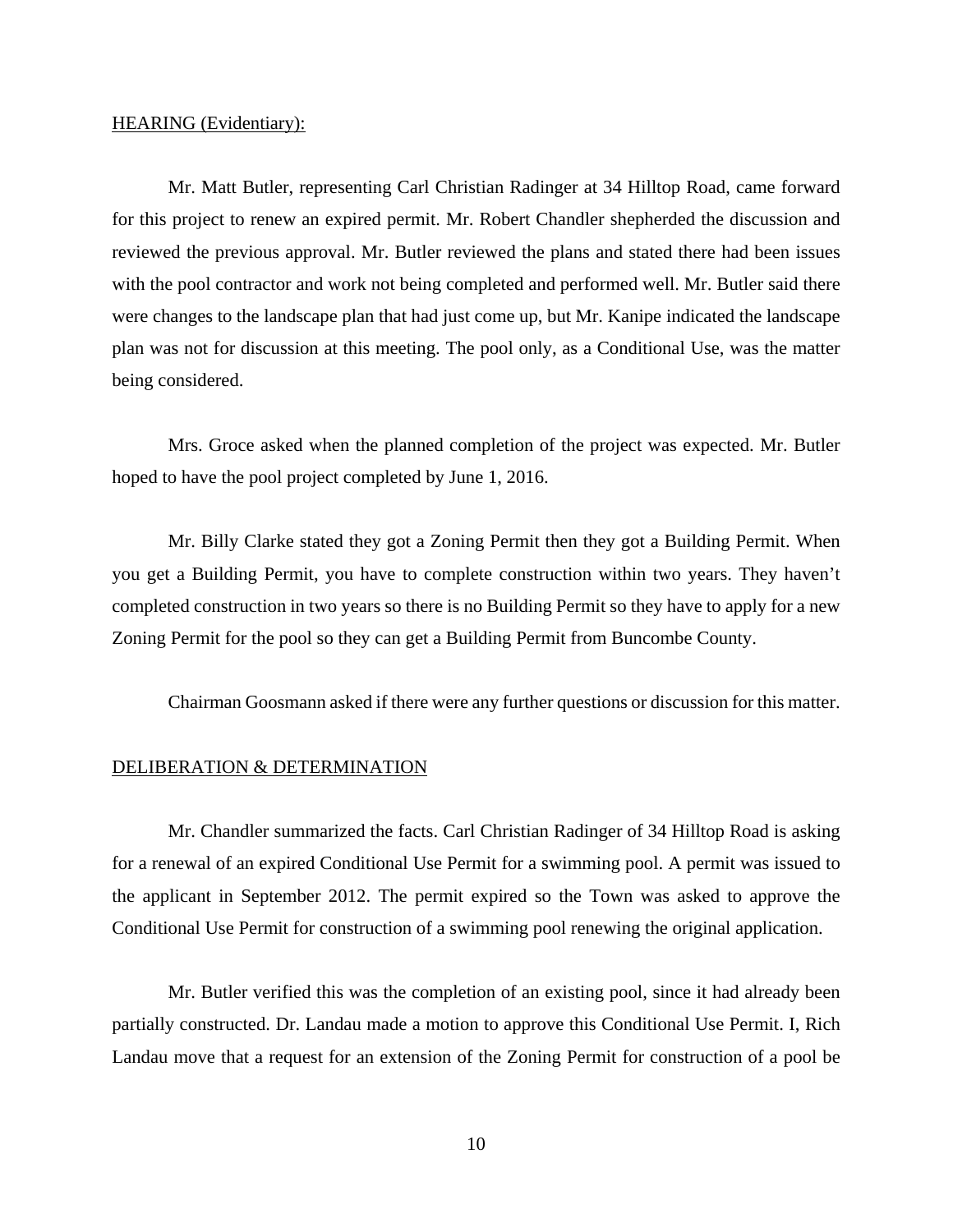HEARING (Evidentiary):

Mr. Matt Butler, representing Carl Christian Radinger at 34 Hilltop Road, came forward for this project to renew an expired permit. Mr. Robert Chandler shepherded the discussion and reviewed the previous approval. Mr. Butler reviewed the plans and stated there had been issues with the pool contractor and work not being completed and performed well. Mr. Butler said there were changes to the landscape plan that had just come up, but Mr. Kanipe indicated the landscape plan was not for discussion at this meeting. The pool only, as a Conditional Use, was the matter being considered.

Mrs. Groce asked when the planned completion of the project was expected. Mr. Butler hoped to have the pool project completed by June 1, 2016.

Mr. Billy Clarke stated they got a Zoning Permit then they got a Building Permit. When you get a Building Permit, you have to complete construction within two years. They haven't completed construction in two years so there is no Building Permit so they have to apply for a new Zoning Permit for the pool so they can get a Building Permit from Buncombe County.

Chairman Goosmann asked if there were any further questions or discussion for this matter.

DELIBERATION & DETERMINATION

Mr. Chandler summarized the facts. Carl Christian Radinger of 34 Hilltop Road is asking for a renewal of an expired Conditional Use Permit for a swimming pool. A permit was issued to the applicant in September 2012. The permit expired so the Town was asked to approve the Conditional Use Permit for construction of a swimming pool renewing the original application.

Mr. Butler verified this was the completion of an existing pool, since it had already been partially constructed. Dr. Landau made a motion to approve this Conditional Use Permit. I, Rich Landau move that a request for an extension of the Zoning Permit for construction of a pool be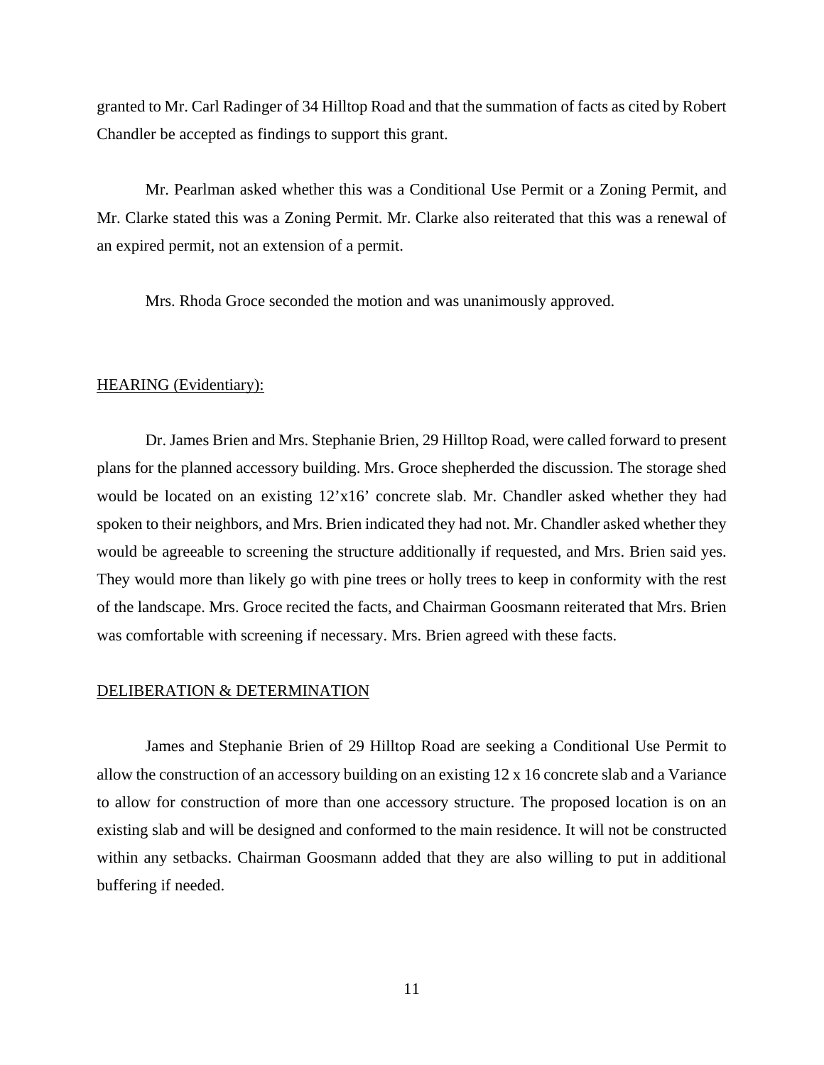granted to Mr. Carl Radinger of 34 Hilltop Road and that the summation of facts as cited by Robert Chandler be accepted as findings to support this grant.

Mr. Pearlman asked whether this was a Conditional Use Permit or a Zoning Permit, and Mr. Clarke stated this was a Zoning Permit. Mr. Clarke also reiterated that this was a renewal of an expired permit, not an extension of a permit.

Mrs. Rhoda Groce seconded the motion and was unanimously approved.

HEARING (Evidentiary):

Dr. James Brien and Mrs. Stephanie Brien, 29 Hilltop Road, were called forward to present plans for the planned accessory building. Mrs. Groce shepherded the discussion. The storage shed would be located on an existing 12'x16' concrete slab. Mr. Chandler asked whether they had spoken to their neighbors, and Mrs. Brien indicated they had not. Mr. Chandler asked whether they would be agreeable to screening the structure additionally if requested, and Mrs. Brien said yes. They would more than likely go with pine trees or holly trees to keep in conformity with the rest of the landscape. Mrs. Groce recited the facts, and Chairman Goosmann reiterated that Mrs. Brien was comfortable with screening if necessary. Mrs. Brien agreed with these facts.

DELIBERATION & DETERMINATION

James and Stephanie Brien of 29 Hilltop Road are seeking a Conditional Use Permit to allow the construction of an accessory building on an existing 12 x 16 concrete slab and a Variance to allow for construction of more than one accessory structure. The proposed location is on an existing slab and will be designed and conformed to the main residence. It will not be constructed within any setbacks. Chairman Goosmann added that they are also willing to put in additional buffering if needed.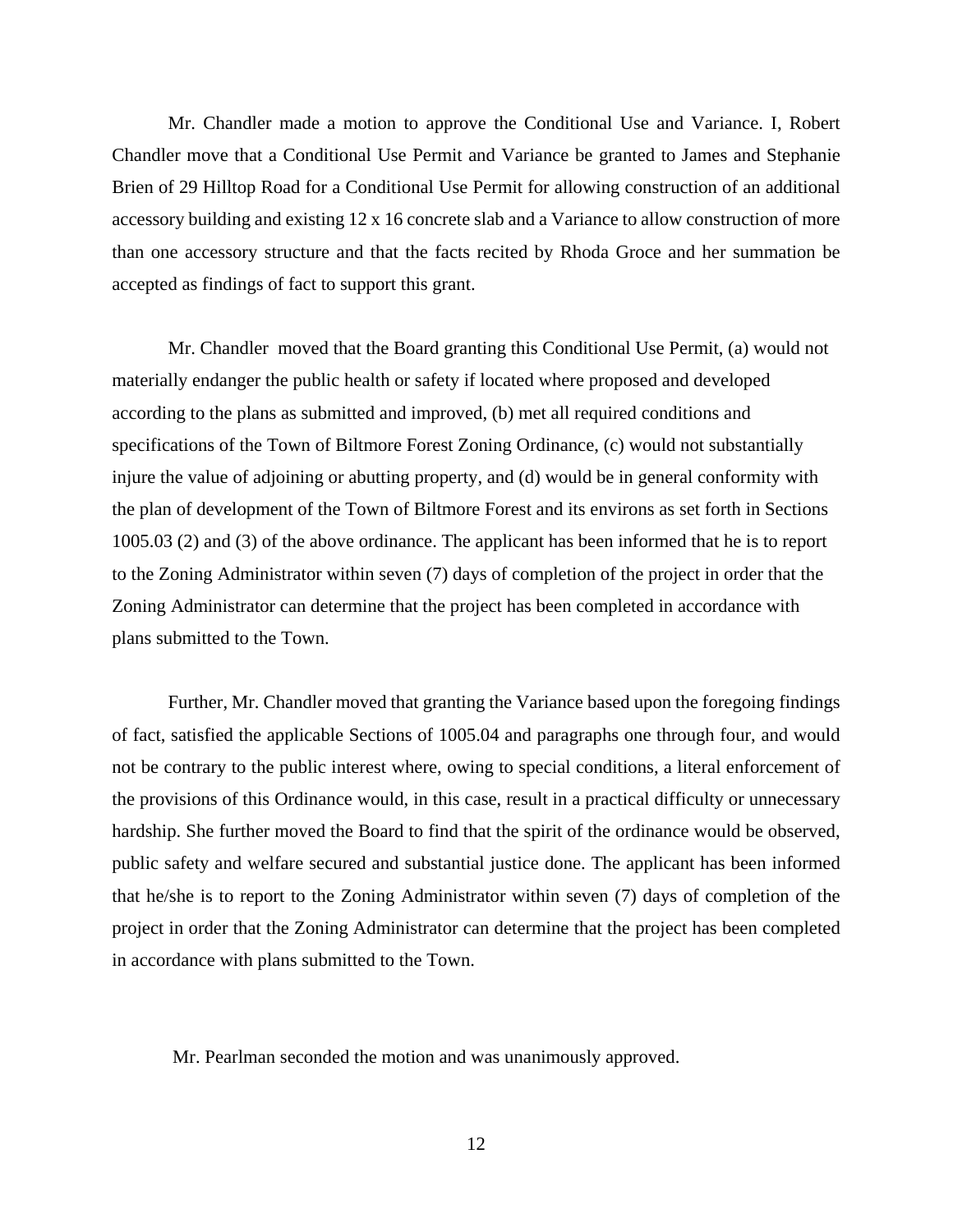Mr. Chandler made a motion to approve the Conditional Use and Variance. I, Robert Chandler move that a Conditional Use Permit and Variance be granted to James and Stephanie Brien of 29 Hilltop Road for a Conditional Use Permit for allowing construction of an additional accessory building and existing 12 x 16 concrete slab and a Variance to allow construction of more than one accessory structure and that the facts recited by Rhoda Groce and her summation be accepted as findings of fact to support this grant.

Mr. Chandler moved that the Board granting this Conditional Use Permit, (a) would not materially endanger the public health or safety if located where proposed and developed according to the plans as submitted and improved, (b) met all required conditions and specifications of the Town of Biltmore Forest Zoning Ordinance, (c) would not substantially injure the value of adjoining or abutting property, and (d) would be in general conformity with the plan of development of the Town of Biltmore Forest and its environs as set forth in Sections 1005.03 (2) and (3) of the above ordinance. The applicant has been informed that he is to report to the Zoning Administrator within seven (7) days of completion of the project in order that the Zoning Administrator can determine that the project has been completed in accordance with plans submitted to the Town.

Further, Mr. Chandler moved that granting the Variance based upon the foregoing findings of fact, satisfied the applicable Sections of 1005.04 and paragraphs one through four, and would not be contrary to the public interest where, owing to special conditions, a literal enforcement of the provisions of this Ordinance would, in this case, result in a practical difficulty or unnecessary hardship. She further moved the Board to find that the spirit of the ordinance would be observed, public safety and welfare secured and substantial justice done. The applicant has been informed that he/she is to report to the Zoning Administrator within seven (7) days of completion of the project in order that the Zoning Administrator can determine that the project has been completed in accordance with plans submitted to the Town.

Mr. Pearlman seconded the motion and was unanimously approved.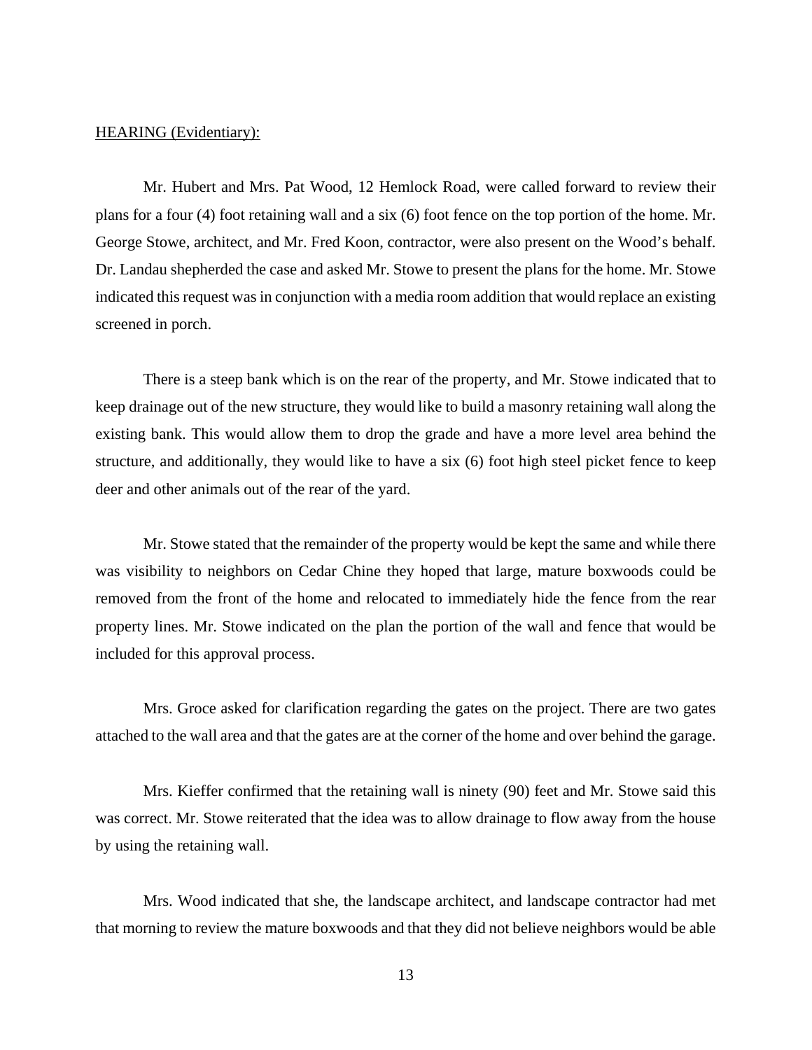HEARING (Evidentiary):

Mr. Hubert and Mrs. Pat Wood, 12 Hemlock Road, were called forward to review their plans for a four (4) foot retaining wall and a six (6) foot fence on the top portion of the home. Mr. George Stowe, architect, and Mr. Fred Koon, contractor, were also present on the Wood's behalf. Dr. Landau shepherded the case and asked Mr. Stowe to present the plans for the home. Mr. Stowe indicated this request was in conjunction with a media room addition that would replace an existing screened in porch.

There is a steep bank which is on the rear of the property, and Mr. Stowe indicated that to keep drainage out of the new structure, they would like to build a masonry retaining wall along the existing bank. This would allow them to drop the grade and have a more level area behind the structure, and additionally, they would like to have a six (6) foot high steel picket fence to keep deer and other animals out of the rear of the yard.

Mr. Stowe stated that the remainder of the property would be kept the same and while there was visibility to neighbors on Cedar Chine they hoped that large, mature boxwoods could be removed from the front of the home and relocated to immediately hide the fence from the rear property lines. Mr. Stowe indicated on the plan the portion of the wall and fence that would be included for this approval process.

Mrs. Groce asked for clarification regarding the gates on the project. There are two gates attached to the wall area and that the gates are at the corner of the home and over behind the garage.

Mrs. Kieffer confirmed that the retaining wall is ninety (90) feet and Mr. Stowe said this was correct. Mr. Stowe reiterated that the idea was to allow drainage to flow away from the house by using the retaining wall.

Mrs. Wood indicated that she, the landscape architect, and landscape contractor had met that morning to review the mature boxwoods and that they did not believe neighbors would be able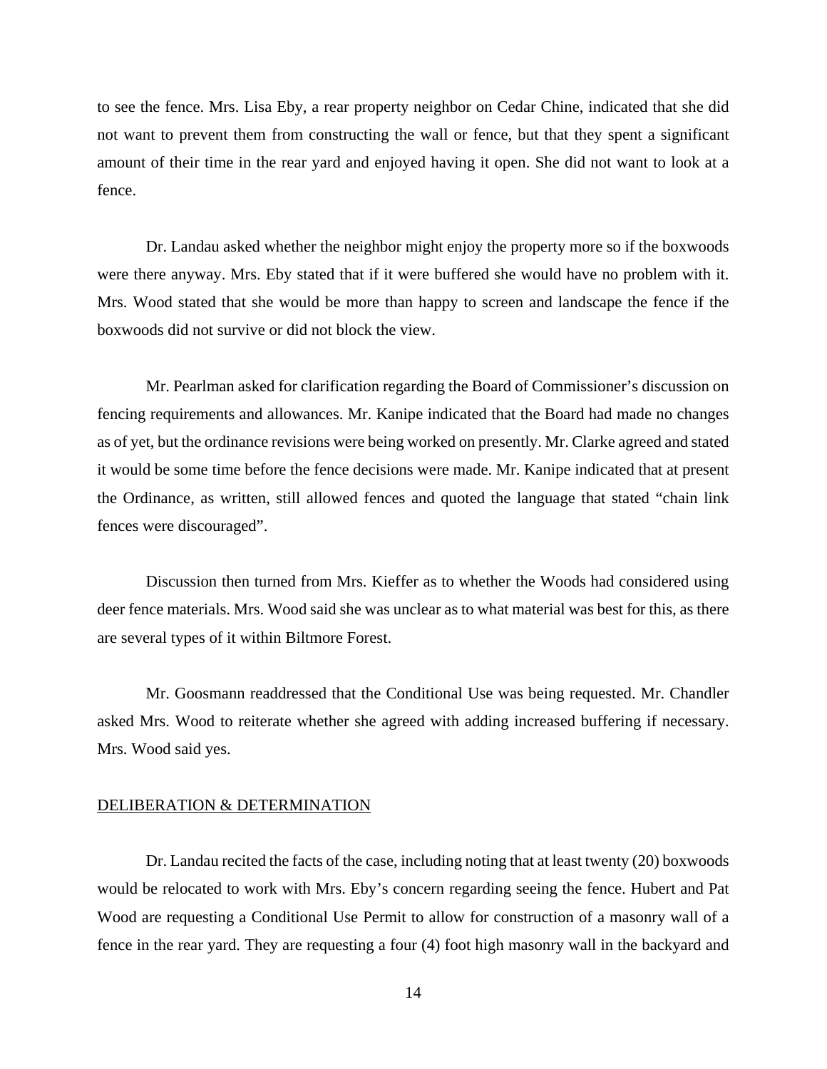to see the fence. Mrs. Lisa Eby, a rear property neighbor on Cedar Chine, indicated that she did not want to prevent them from constructing the wall or fence, but that they spent a significant amount of their time in the rear yard and enjoyed having it open. She did not want to look at a fence.

Dr. Landau asked whether the neighbor might enjoy the property more so if the boxwoods were there anyway. Mrs. Eby stated that if it were buffered she would have no problem with it. Mrs. Wood stated that she would be more than happy to screen and landscape the fence if the boxwoods did not survive or did not block the view.

Mr. Pearlman asked for clarification regarding the Board of Commissioner's discussion on fencing requirements and allowances. Mr. Kanipe indicated that the Board had made no changes as of yet, but the ordinance revisions were being worked on presently. Mr. Clarke agreed and stated it would be some time before the fence decisions were made. Mr. Kanipe indicated that at present the Ordinance, as written, still allowed fences and quoted the language that stated "chain link fences were discouraged".

Discussion then turned from Mrs. Kieffer as to whether the Woods had considered using deer fence materials. Mrs. Wood said she was unclear as to what material was best for this, as there are several types of it within Biltmore Forest.

Mr. Goosmann readdressed that the Conditional Use was being requested. Mr. Chandler asked Mrs. Wood to reiterate whether she agreed with adding increased buffering if necessary. Mrs. Wood said yes.

## DELIBERATION & DETERMINATION

Dr. Landau recited the facts of the case, including noting that at least twenty (20) boxwoods would be relocated to work with Mrs. Eby's concern regarding seeing the fence. Hubert and Pat Wood are requesting a Conditional Use Permit to allow for construction of a masonry wall of a fence in the rear yard. They are requesting a four (4) foot high masonry wall in the backyard and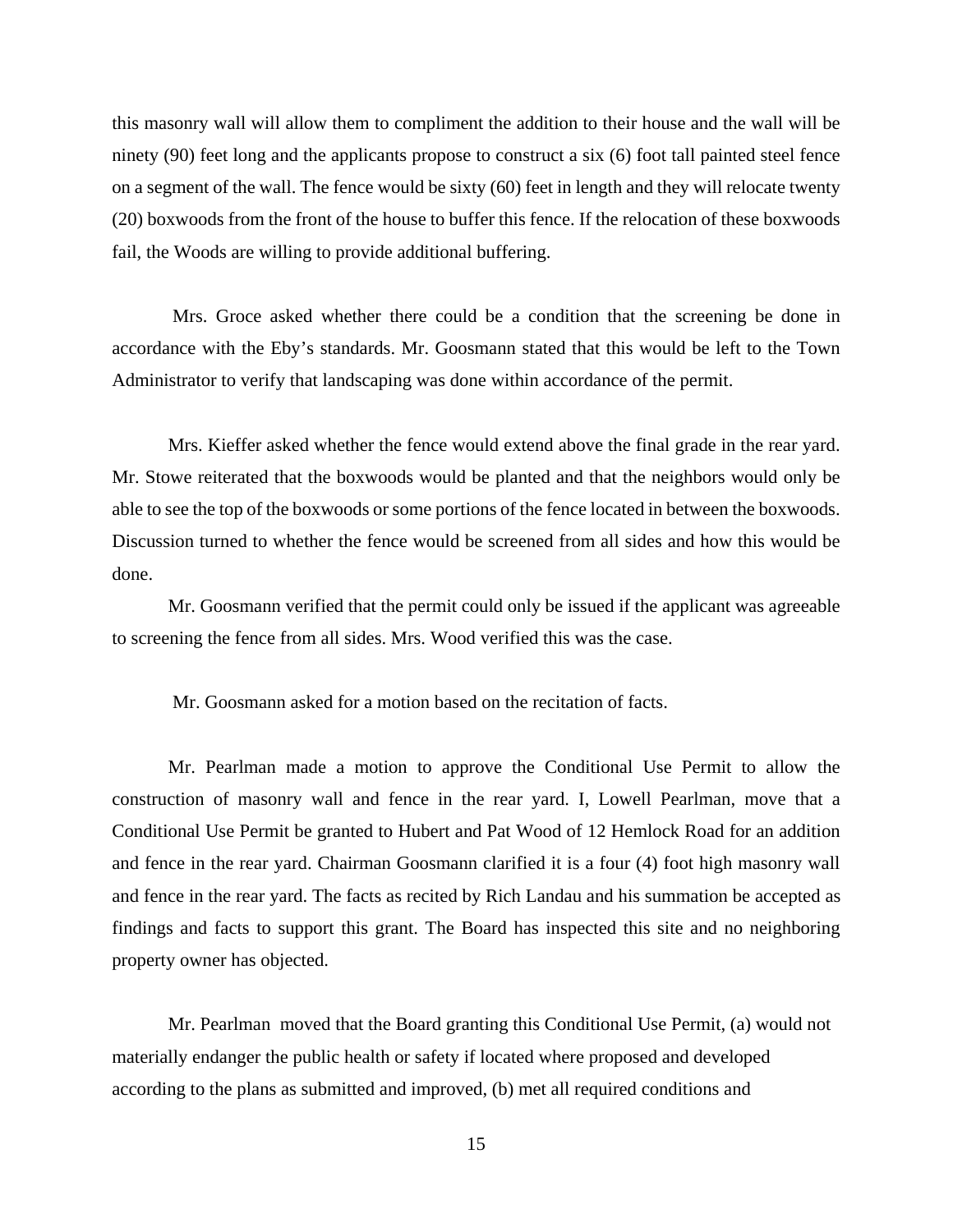this masonry wall will allow them to compliment the addition to their house and the wall will be ninety (90) feet long and the applicants propose to construct a six (6) foot tall painted steel fence on a segment of the wall. The fence would be sixty (60) feet in length and they will relocate twenty (20) boxwoods from the front of the house to buffer this fence. If the relocation of these boxwoods fail, the Woods are willing to provide additional buffering.

Mrs. Groce asked whether there could be a condition that the screening be done in accordance with the Eby's standards. Mr. Goosmann stated that this would be left to the Town Administrator to verify that landscaping was done within accordance of the permit.

Mrs. Kieffer asked whether the fence would extend above the final grade in the rear yard. Mr. Stowe reiterated that the boxwoods would be planted and that the neighbors would only be able to see the top of the boxwoods or some portions of the fence located in between the boxwoods. Discussion turned to whether the fence would be screened from all sides and how this would be done.

Mr. Goosmann verified that the permit could only be issued if the applicant was agreeable to screening the fence from all sides. Mrs. Wood verified this was the case.

Mr. Goosmann asked for a motion based on the recitation of facts.

Mr. Pearlman made a motion to approve the Conditional Use Permit to allow the construction of masonry wall and fence in the rear yard. I, Lowell Pearlman, move that a Conditional Use Permit be granted to Hubert and Pat Wood of 12 Hemlock Road for an addition and fence in the rear yard. Chairman Goosmann clarified it is a four (4) foot high masonry wall and fence in the rear yard. The facts as recited by Rich Landau and his summation be accepted as findings and facts to support this grant. The Board has inspected this site and no neighboring property owner has objected.

Mr. Pearlman moved that the Board granting this Conditional Use Permit, (a) would not materially endanger the public health or safety if located where proposed and developed according to the plans as submitted and improved, (b) met all required conditions and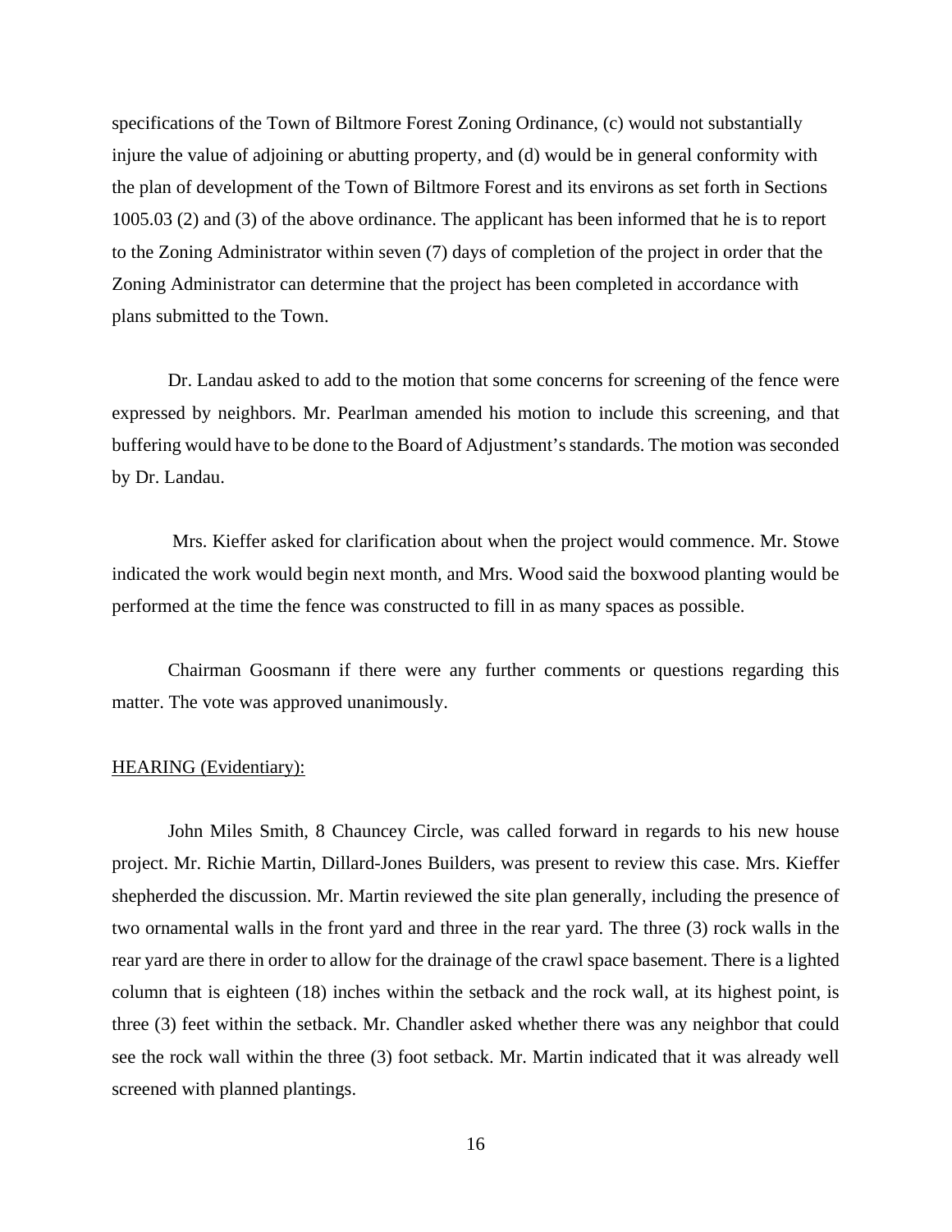specifications of the Town of Biltmore Forest Zoning Ordinance, (c) would not substantially injure the value of adjoining or abutting property, and (d) would be in general conformity with the plan of development of the Town of Biltmore Forest and its environs as set forth in Sections 1005.03 (2) and (3) of the above ordinance. The applicant has been informed that he is to report to the Zoning Administrator within seven (7) days of completion of the project in order that the Zoning Administrator can determine that the project has been completed in accordance with plans submitted to the Town.

Dr. Landau asked to add to the motion that some concerns for screening of the fence were expressed by neighbors. Mr. Pearlman amended his motion to include this screening, and that buffering would have to be done to the Board of Adjustment's standards. The motion was seconded by Dr. Landau.

Mrs. Kieffer asked for clarification about when the project would commence. Mr. Stowe indicated the work would begin next month, and Mrs. Wood said the boxwood planting would be performed at the time the fence was constructed to fill in as many spaces as possible.

Chairman Goosmann if there were any further comments or questions regarding this matter. The vote was approved unanimously.

HEARING (Evidentiary):

John Miles Smith, 8 Chauncey Circle, was called forward in regards to his new house project. Mr. Richie Martin, Dillard-Jones Builders, was present to review this case. Mrs. Kieffer shepherded the discussion. Mr. Martin reviewed the site plan generally, including the presence of two ornamental walls in the front yard and three in the rear yard. The three (3) rock walls in the rear yard are there in order to allow for the drainage of the crawl space basement. There is a lighted column that is eighteen (18) inches within the setback and the rock wall, at its highest point, is three (3) feet within the setback. Mr. Chandler asked whether there was any neighbor that could see the rock wall within the three (3) foot setback. Mr. Martin indicated that it was already well screened with planned plantings.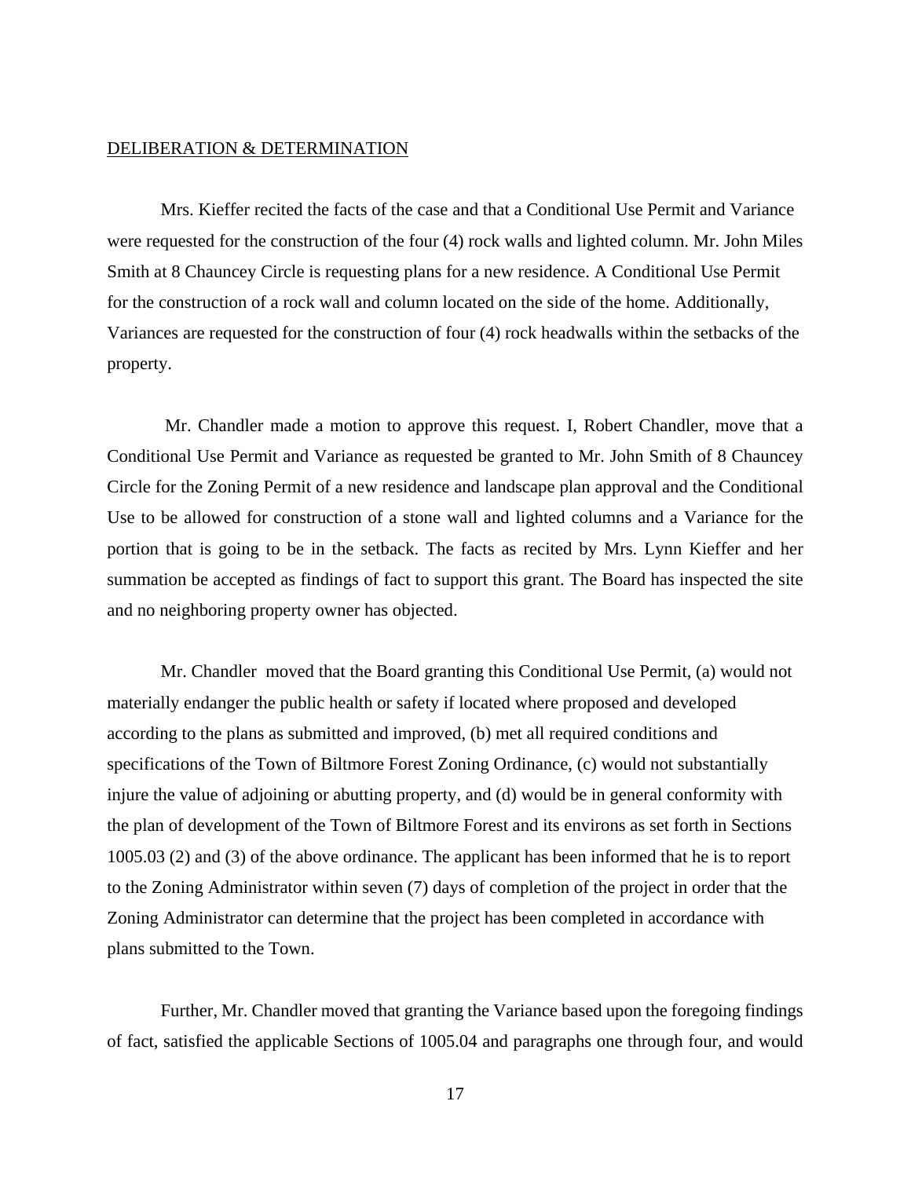DELIBERATION & DETERMINATION

Mrs. Kieffer recited the facts of the case and that a Conditional Use Permit and Variance were requested for the construction of the four (4) rock walls and lighted column. Mr. John Miles Smith at 8 Chauncey Circle is requesting plans for a new residence. A Conditional Use Permit for the construction of a rock wall and column located on the side of the home. Additionally, Variances are requested for the construction of four (4) rock headwalls within the setbacks of the property.

Mr. Chandler made a motion to approve this request. I, Robert Chandler, move that a Conditional Use Permit and Variance as requested be granted to Mr. John Smith of 8 Chauncey Circle for the Zoning Permit of a new residence and landscape plan approval and the Conditional Use to be allowed for construction of a stone wall and lighted columns and a Variance for the portion that is going to be in the setback. The facts as recited by Mrs. Lynn Kieffer and her summation be accepted as findings of fact to support this grant. The Board has inspected the site and no neighboring property owner has objected.

Mr. Chandler moved that the Board granting this Conditional Use Permit, (a) would not materially endanger the public health or safety if located where proposed and developed according to the plans as submitted and improved, (b) met all required conditions and specifications of the Town of Biltmore Forest Zoning Ordinance, (c) would not substantially injure the value of adjoining or abutting property, and (d) would be in general conformity with the plan of development of the Town of Biltmore Forest and its environs as set forth in Sections 1005.03 (2) and (3) of the above ordinance. The applicant has been informed that he is to report to the Zoning Administrator within seven (7) days of completion of the project in order that the Zoning Administrator can determine that the project has been completed in accordance with plans submitted to the Town.

Further, Mr. Chandler moved that granting the Variance based upon the foregoing findings of fact, satisfied the applicable Sections of 1005.04 and paragraphs one through four, and would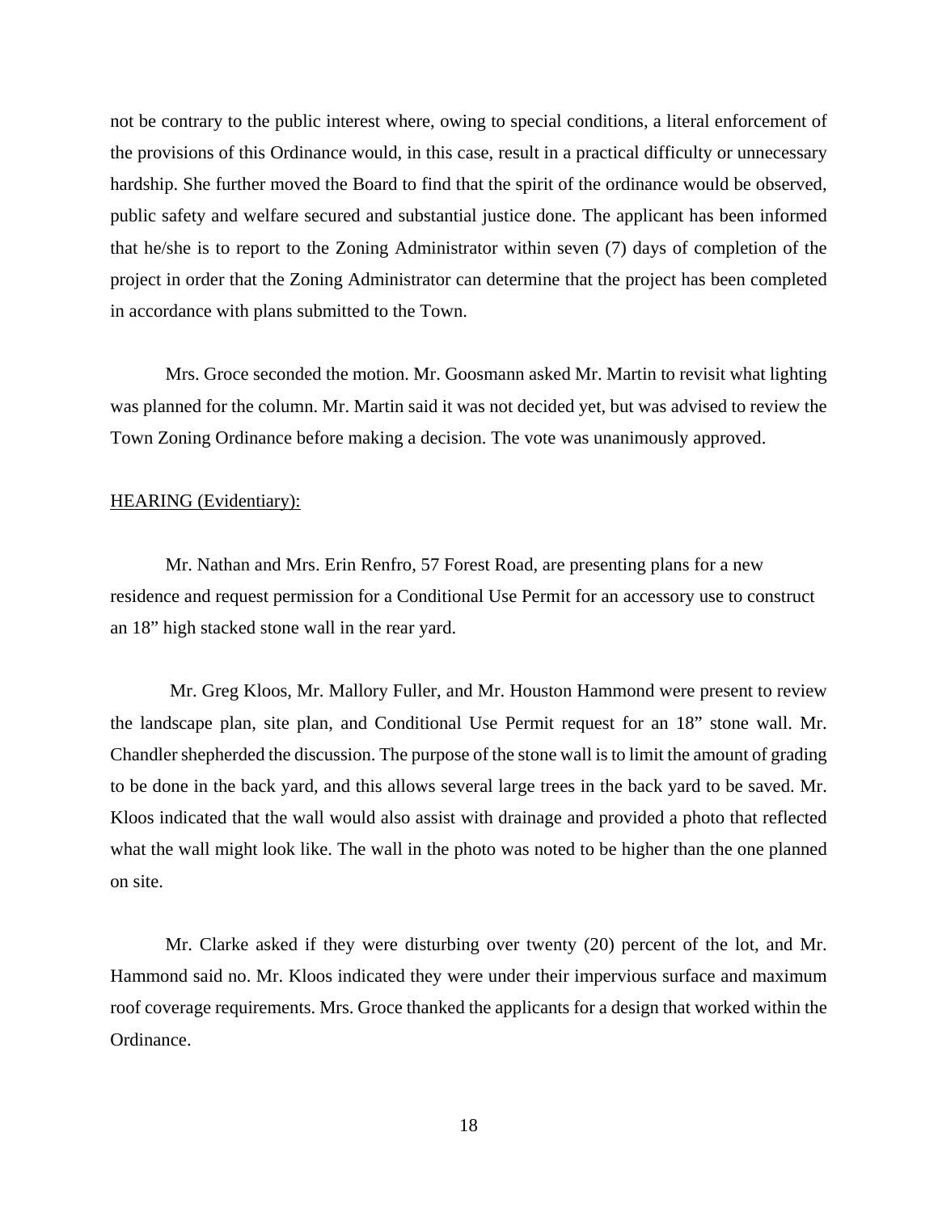not be contrary to the public interest where, owing to special conditions, a literal enforcement of the provisions of this Ordinance would, in this case, result in a practical difficulty or unnecessary hardship. She further moved the Board to find that the spirit of the ordinance would be observed, public safety and welfare secured and substantial justice done. The applicant has been informed that he/she is to report to the Zoning Administrator within seven (7) days of completion of the project in order that the Zoning Administrator can determine that the project has been completed in accordance with plans submitted to the Town.

Mrs. Groce seconded the motion. Mr. Goosmann asked Mr. Martin to revisit what lighting was planned for the column. Mr. Martin said it was not decided yet, but was advised to review the Town Zoning Ordinance before making a decision. The vote was unanimously approved.

HEARING (Evidentiary):

Mr. Nathan and Mrs. Erin Renfro, 57 Forest Road, are presenting plans for a new residence and request permission for a Conditional Use Permit for an accessory use to construct an 18" high stacked stone wall in the rear yard.

Mr. Greg Kloos, Mr. Mallory Fuller, and Mr. Houston Hammond were present to review the landscape plan, site plan, and Conditional Use Permit request for an 18" stone wall. Mr. Chandler shepherded the discussion. The purpose of the stone wall is to limit the amount of grading to be done in the back yard, and this allows several large trees in the back yard to be saved. Mr. Kloos indicated that the wall would also assist with drainage and provided a photo that reflected what the wall might look like. The wall in the photo was noted to be higher than the one planned on site.

Mr. Clarke asked if they were disturbing over twenty (20) percent of the lot, and Mr. Hammond said no. Mr. Kloos indicated they were under their impervious surface and maximum roof coverage requirements. Mrs. Groce thanked the applicants for a design that worked within the Ordinance.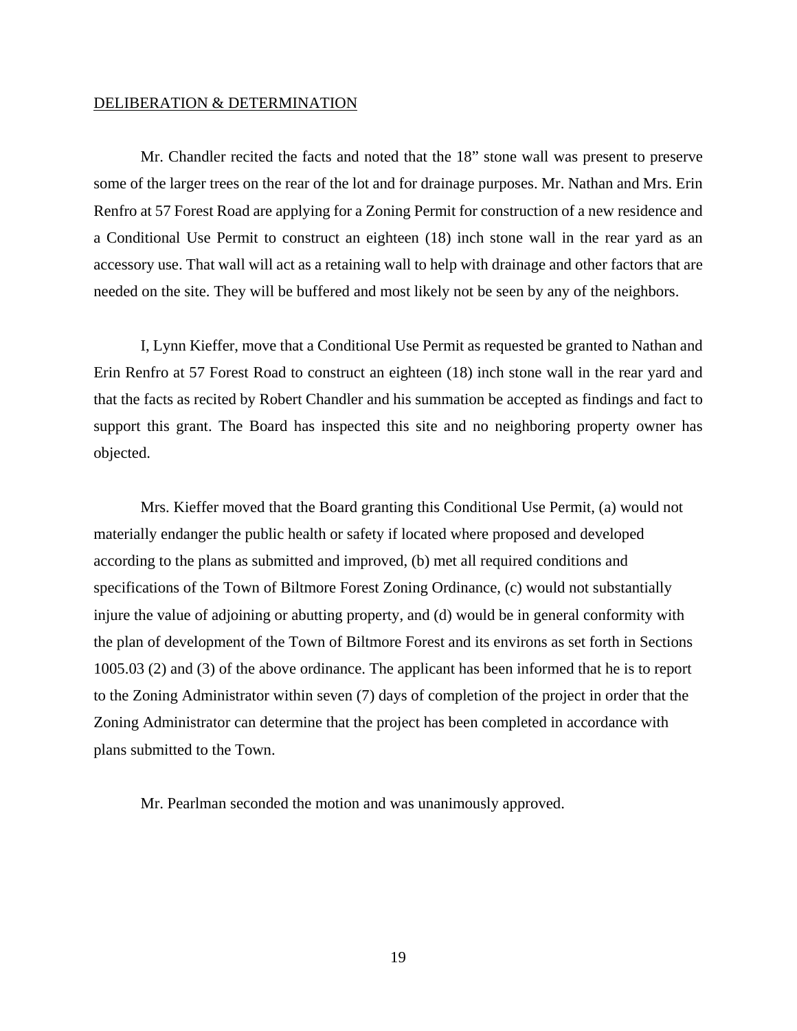<u>DELIBERATION & DETERMINATION</u>

Mr. Chandler recited the facts and noted that the 18" stone wall was present to preserve some of the larger trees on the rear of the lot and for drainage purposes. Mr. Nathan and Mrs. Erin Renfro at 57 Forest Road are applying for a Zoning Permit for construction of a new residence and a Conditional Use Permit to construct an eighteen (18) inch stone wall in the rear yard as an accessory use. That wall will act as a retaining wall to help with drainage and other factors that are needed on the site. They will be buffered and most likely not be seen by any of the neighbors.

I, Lynn Kieffer, move that a Conditional Use Permit as requested be granted to Nathan and Erin Renfro at 57 Forest Road to construct an eighteen (18) inch stone wall in the rear yard and that the facts as recited by Robert Chandler and his summation be accepted as findings and fact to support this grant. The Board has inspected this site and no neighboring property owner has objected.

Mrs. Kieffer moved that the Board granting this Conditional Use Permit, (a) would not materially endanger the public health or safety if located where proposed and developed according to the plans as submitted and improved, (b) met all required conditions and specifications of the Town of Biltmore Forest Zoning Ordinance, (c) would not substantially injure the value of adjoining or abutting property, and (d) would be in general conformity with the plan of development of the Town of Biltmore Forest and its environs as set forth in Sections 1005.03 (2) and (3) of the above ordinance. The applicant has been informed that he is to report to the Zoning Administrator within seven (7) days of completion of the project in order that the Zoning Administrator can determine that the project has been completed in accordance with plans submitted to the Town.

Mr. Pearlman seconded the motion and was unanimously approved.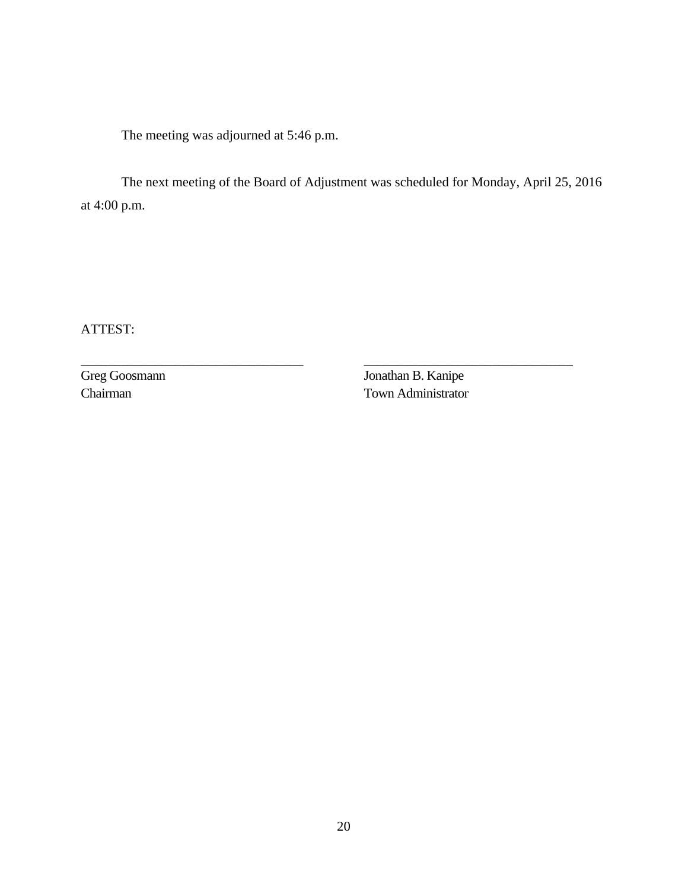The meeting was adjourned at 5:46 p.m.

The next meeting of the Board of Adjustment was scheduled for Monday, April 25, 2016 at 4:00 p.m.

ATTEST:

| | |
|---|---|
| ______________________________ | ______________________________ |
| Greg Goosmann | Jonathan B. Kanipe |
| Chairman | Town Administrator |